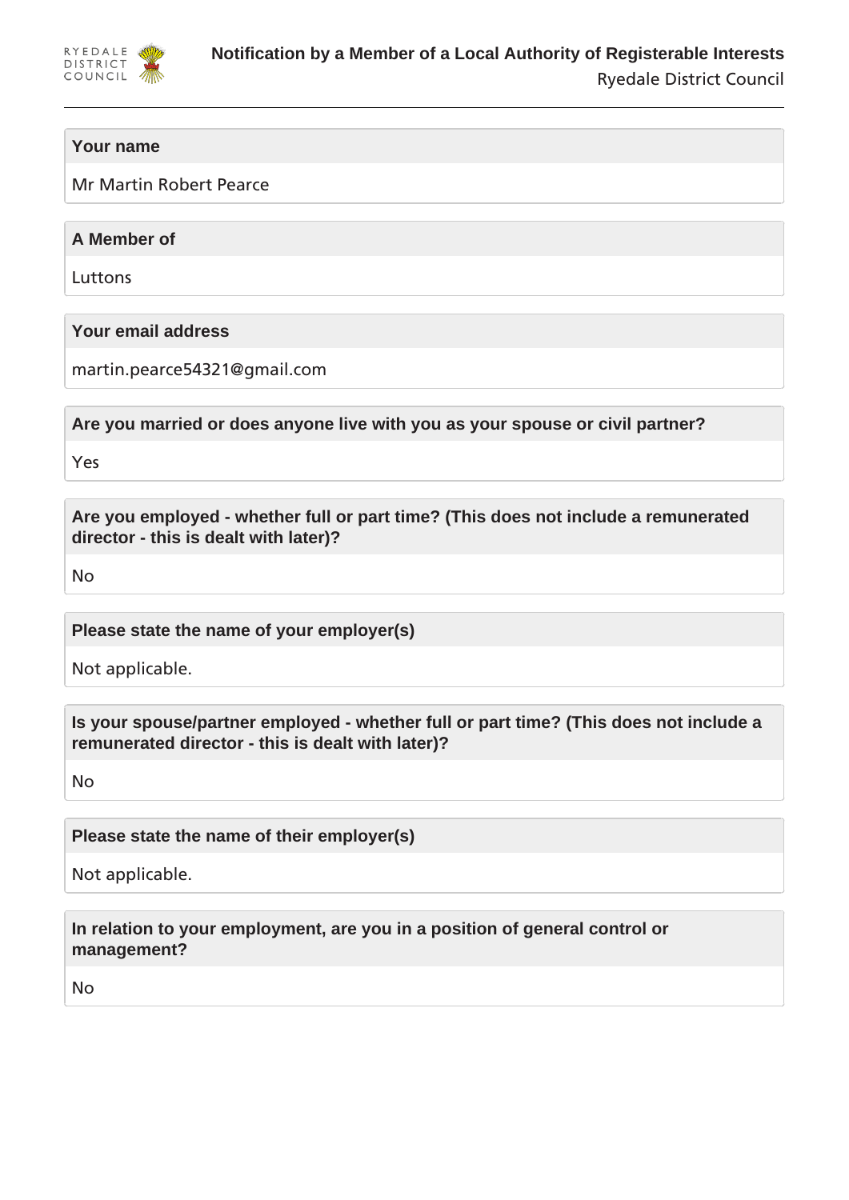# Notification by a Member of a Local Authority of Registerable Interests

Ryedale District Council

**Your name**

Mr Martin Robert Pearce

**A Member of**

Luttons

**Your email address**

martin.pearce54321@gmail.com

**Are you married or does anyone live with you as your spouse or civil partner?**

Yes

**Are you employed - whether full or part time? (This does not include a remunerated director - this is dealt with later)?**

No

**Please state the name of your employer(s)**

Not applicable.

**Is your spouse/partner employed - whether full or part time? (This does not include a remunerated director - this is dealt with later)?**

No

**Please state the name of their employer(s)**

Not applicable.

**In relation to your employment, are you in a position of general control or management?**

No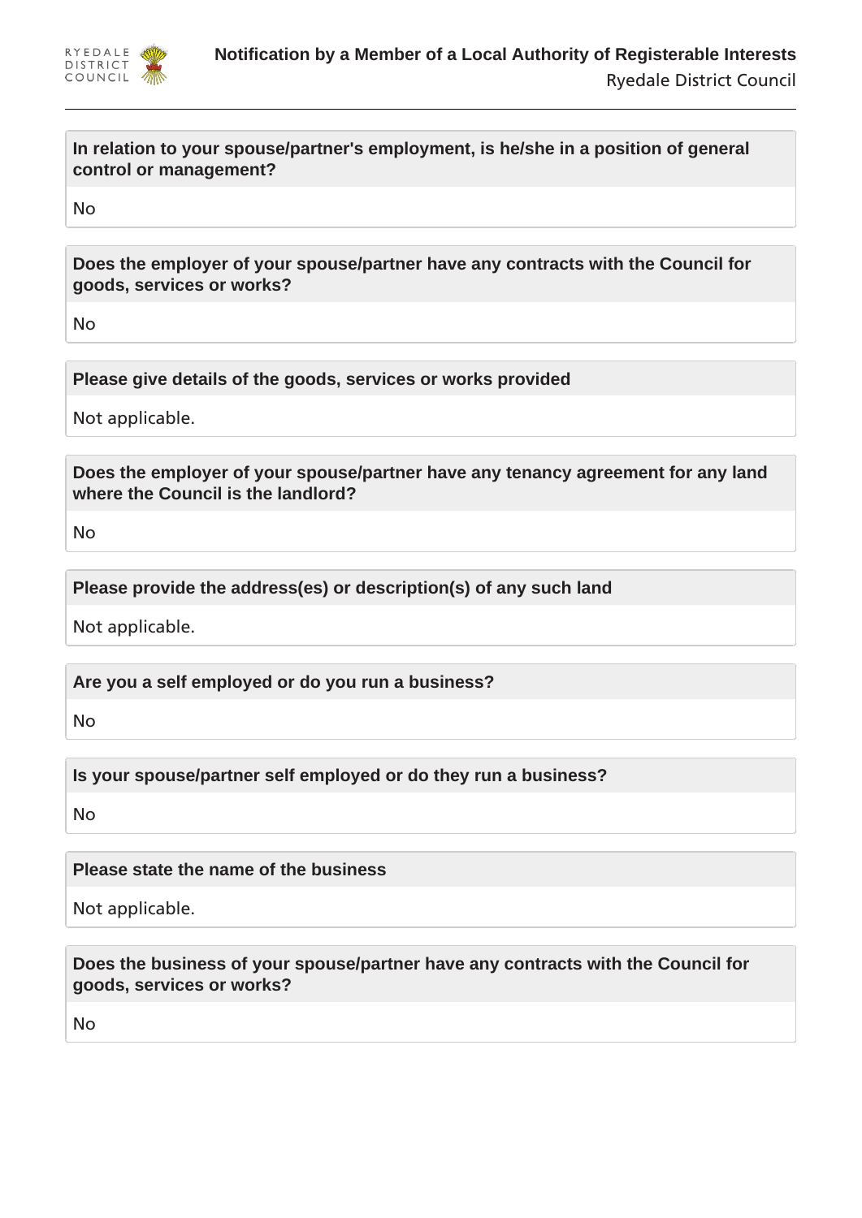**In relation to your spouse/partner's employment, is he/she in a position of general control or management?**

No

**Does the employer of your spouse/partner have any contracts with the Council for goods, services or works?**

No

**Please give details of the goods, services or works provided**

Not applicable.

**Does the employer of your spouse/partner have any tenancy agreement for any land where the Council is the landlord?**

No

**Please provide the address(es) or description(s) of any such land**

Not applicable.

**Are you a self employed or do you run a business?**

No

**Is your spouse/partner self employed or do they run a business?**

No

**Please state the name of the business**

Not applicable.

**Does the business of your spouse/partner have any contracts with the Council for goods, services or works?**

No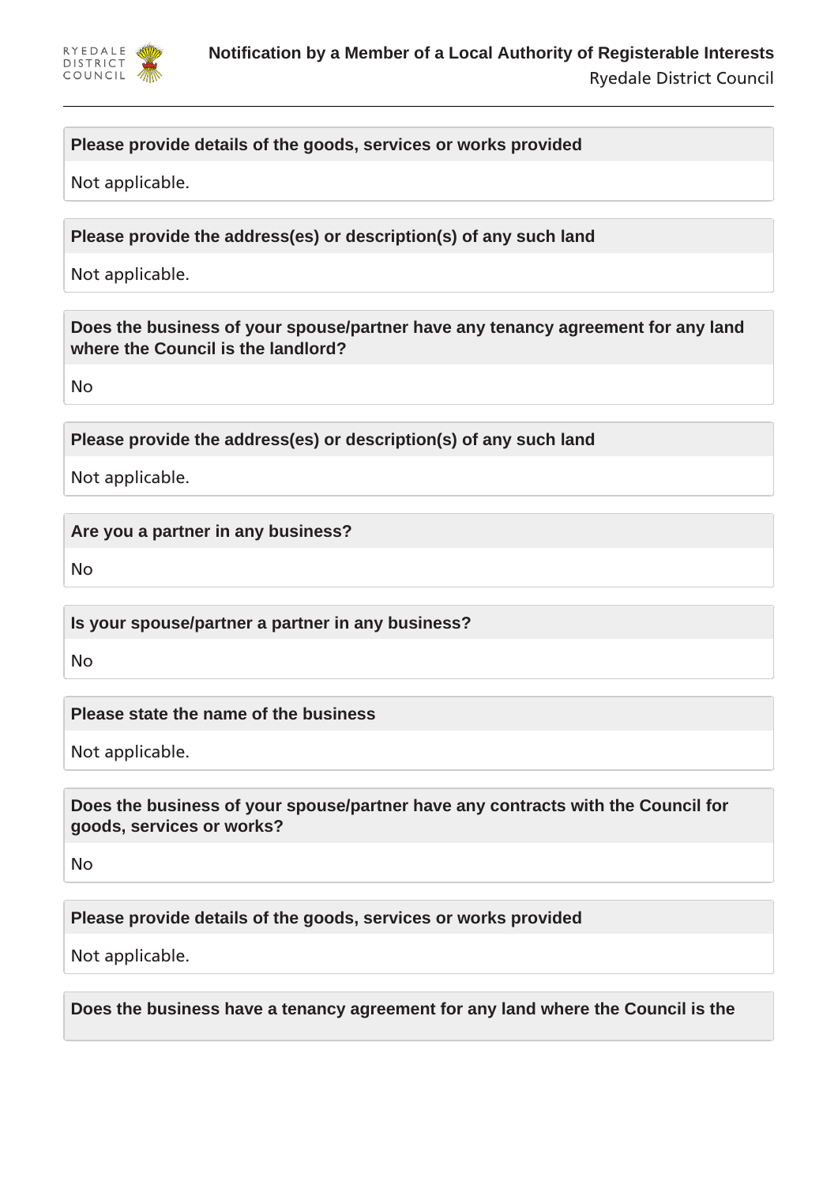**Please provide details of the goods, services or works provided**

Not applicable.

**Please provide the address(es) or description(s) of any such land**

Not applicable.

**Does the business of your spouse/partner have any tenancy agreement for any land where the Council is the landlord?**

No

**Please provide the address(es) or description(s) of any such land**

Not applicable.

**Are you a partner in any business?**

No

**Is your spouse/partner a partner in any business?**

No

**Please state the name of the business**

Not applicable.

**Does the business of your spouse/partner have any contracts with the Council for goods, services or works?**

No

**Please provide details of the goods, services or works provided**

Not applicable.

**Does the business have a tenancy agreement for any land where the Council is the**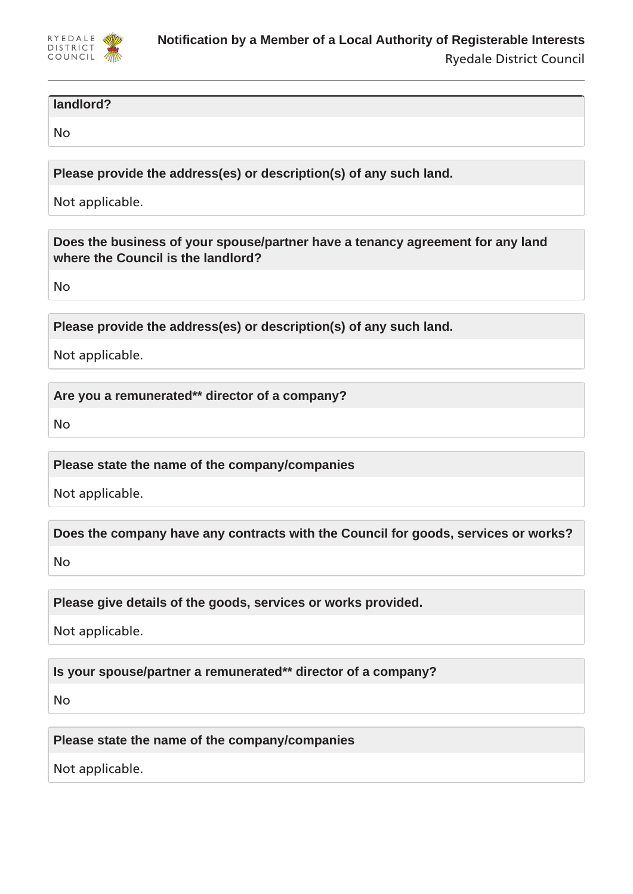**landlord?**

No

**Please provide the address(es) or description(s) of any such land.**

Not applicable.

**Does the business of your spouse/partner have a tenancy agreement for any land where the Council is the landlord?**

No

**Please provide the address(es) or description(s) of any such land.**

Not applicable.

**Are you a remunerated** director of a company?**

No

**Please state the name of the company/companies**

Not applicable.

**Does the company have any contracts with the Council for goods, services or works?**

No

**Please give details of the goods, services or works provided.**

Not applicable.

**Is your spouse/partner a remunerated** director of a company?**

No

**Please state the name of the company/companies**

Not applicable.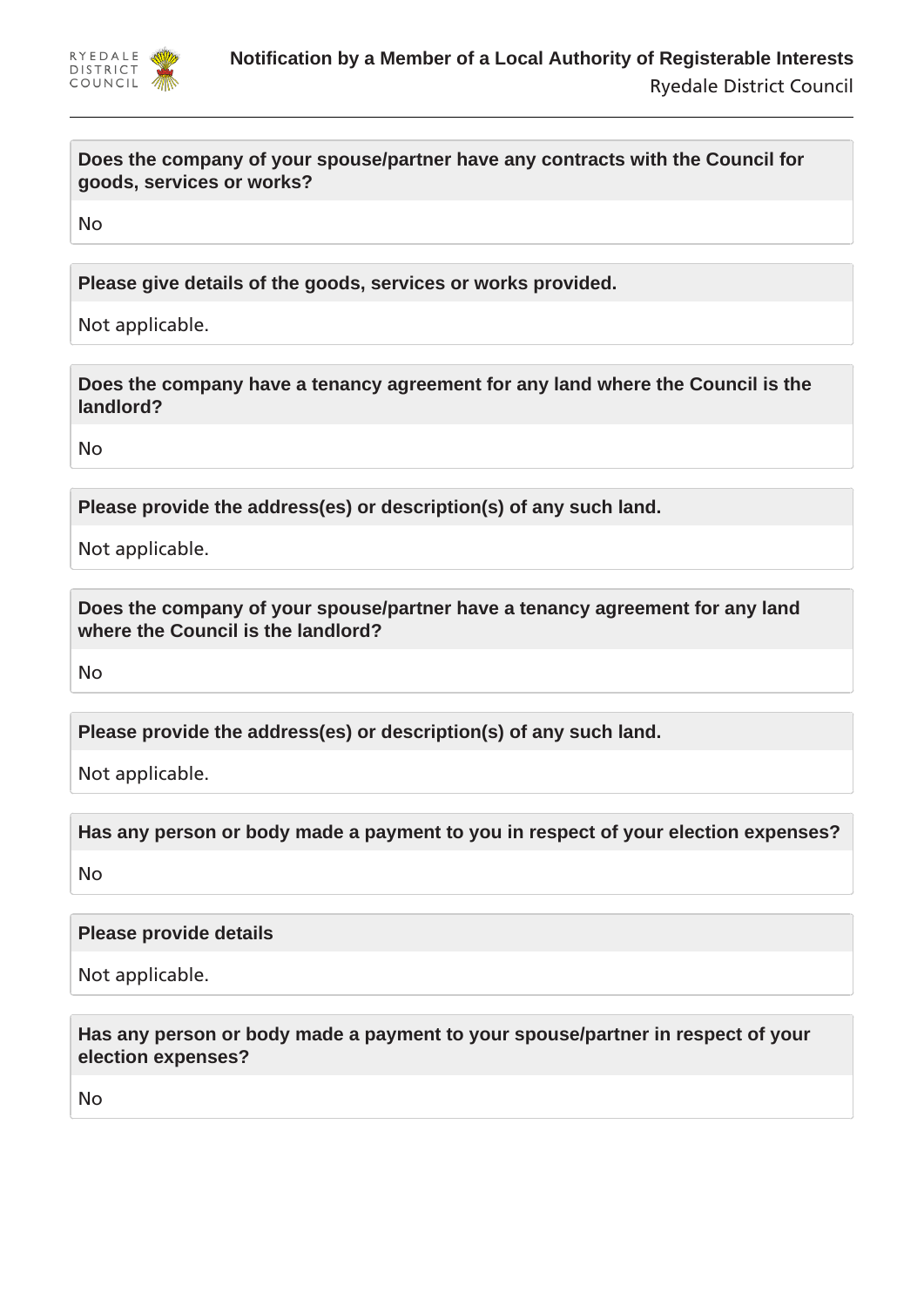**Does the company of your spouse/partner have any contracts with the Council for goods, services or works?**

No

**Please give details of the goods, services or works provided.**

Not applicable.

**Does the company have a tenancy agreement for any land where the Council is the landlord?**

No

**Please provide the address(es) or description(s) of any such land.**

Not applicable.

**Does the company of your spouse/partner have a tenancy agreement for any land where the Council is the landlord?**

No

**Please provide the address(es) or description(s) of any such land.**

Not applicable.

**Has any person or body made a payment to you in respect of your election expenses?**

No

**Please provide details**

Not applicable.

**Has any person or body made a payment to your spouse/partner in respect of your election expenses?**

No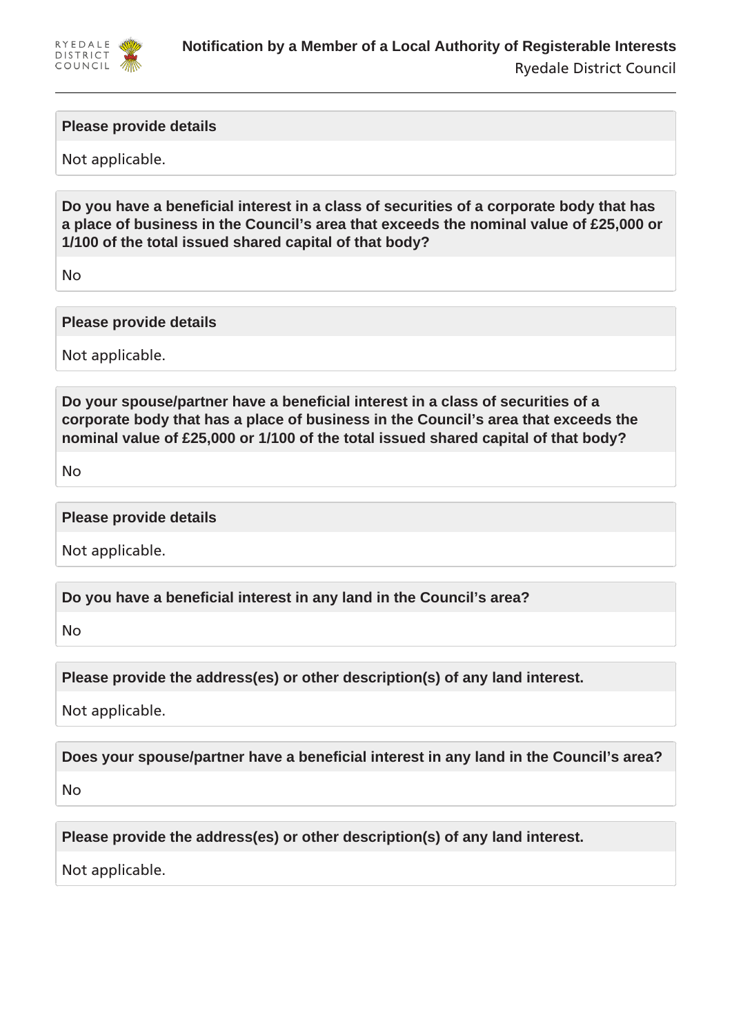**Please provide details**

Not applicable.

**Do you have a beneficial interest in a class of securities of a corporate body that has a place of business in the Council's area that exceeds the nominal value of £25,000 or 1/100 of the total issued shared capital of that body?**

No

**Please provide details**

Not applicable.

**Do your spouse/partner have a beneficial interest in a class of securities of a corporate body that has a place of business in the Council's area that exceeds the nominal value of £25,000 or 1/100 of the total issued shared capital of that body?**

No

**Please provide details**

Not applicable.

**Do you have a beneficial interest in any land in the Council's area?**

No

**Please provide the address(es) or other description(s) of any land interest.**

Not applicable.

**Does your spouse/partner have a beneficial interest in any land in the Council's area?**

No

**Please provide the address(es) or other description(s) of any land interest.**

Not applicable.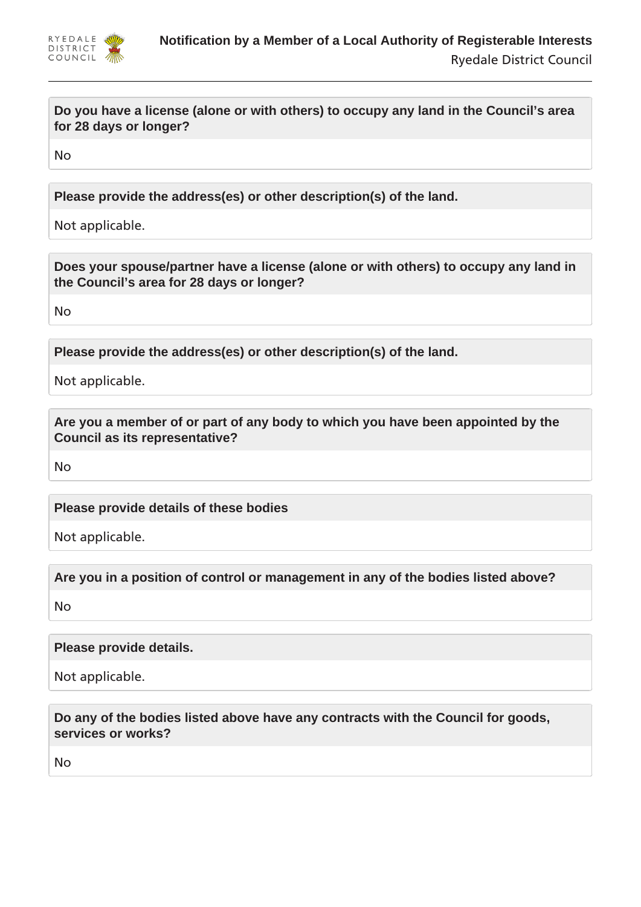**Do you have a license (alone or with others) to occupy any land in the Council's area for 28 days or longer?**

No

**Please provide the address(es) or other description(s) of the land.**

Not applicable.

**Does your spouse/partner have a license (alone or with others) to occupy any land in the Council's area for 28 days or longer?**

No

**Please provide the address(es) or other description(s) of the land.**

Not applicable.

**Are you a member of or part of any body to which you have been appointed by the Council as its representative?**

No

**Please provide details of these bodies**

Not applicable.

**Are you in a position of control or management in any of the bodies listed above?**

No

**Please provide details.**

Not applicable.

**Do any of the bodies listed above have any contracts with the Council for goods, services or works?**

No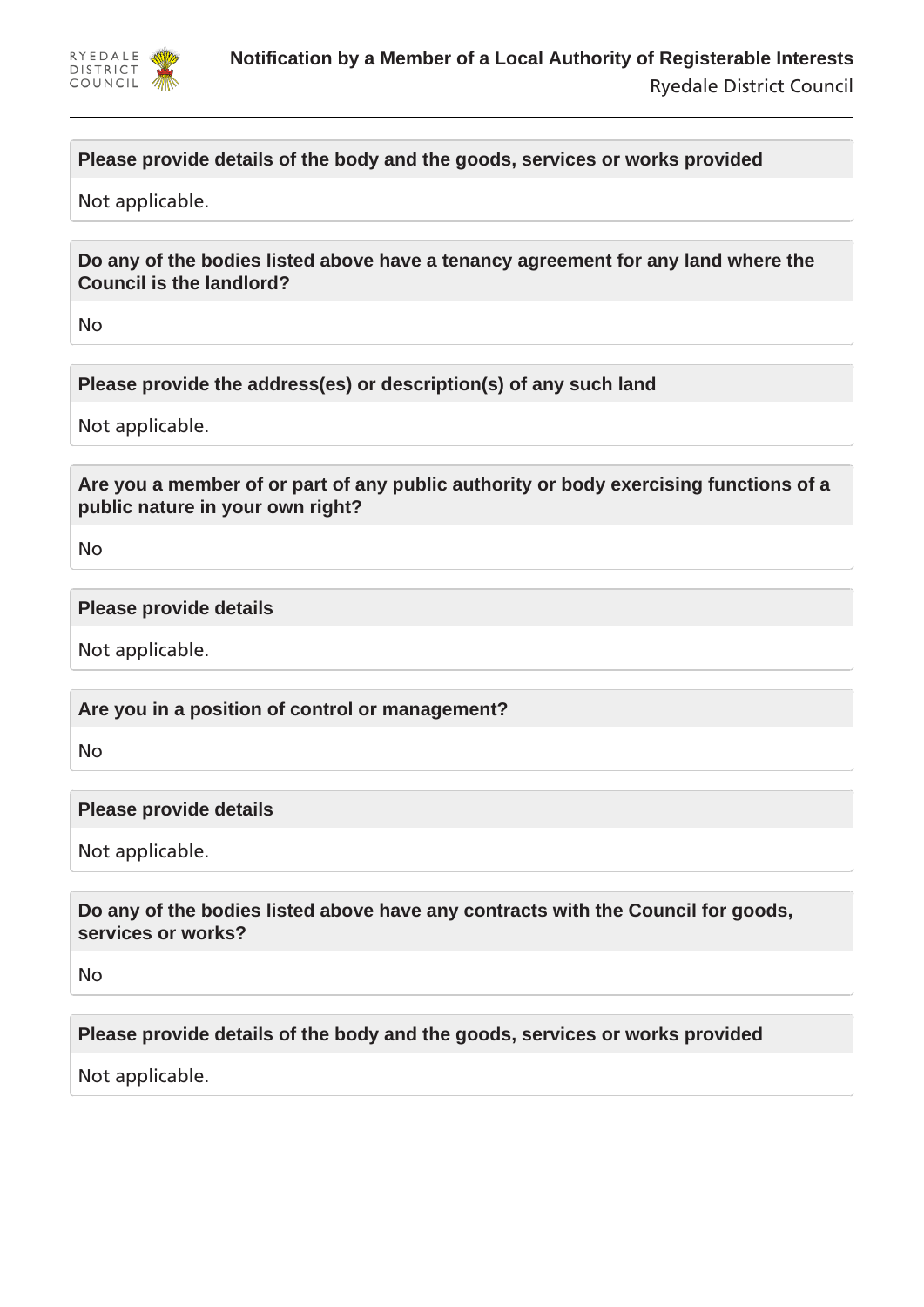**Please provide details of the body and the goods, services or works provided**

Not applicable.

**Do any of the bodies listed above have a tenancy agreement for any land where the Council is the landlord?**

No

**Please provide the address(es) or description(s) of any such land**

Not applicable.

**Are you a member of or part of any public authority or body exercising functions of a public nature in your own right?**

No

**Please provide details**

Not applicable.

**Are you in a position of control or management?**

No

**Please provide details**

Not applicable.

**Do any of the bodies listed above have any contracts with the Council for goods, services or works?**

No

**Please provide details of the body and the goods, services or works provided**

Not applicable.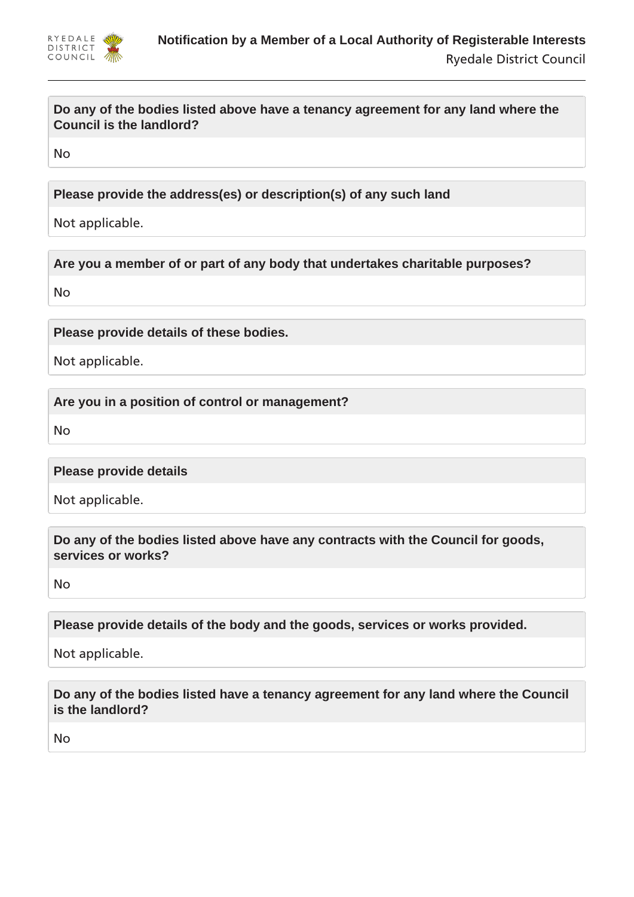**Do any of the bodies listed above have a tenancy agreement for any land where the Council is the landlord?**

No

**Please provide the address(es) or description(s) of any such land**

Not applicable.

**Are you a member of or part of any body that undertakes charitable purposes?**

No

**Please provide details of these bodies.**

Not applicable.

**Are you in a position of control or management?**

No

**Please provide details**

Not applicable.

**Do any of the bodies listed above have any contracts with the Council for goods, services or works?**

No

**Please provide details of the body and the goods, services or works provided.**

Not applicable.

**Do any of the bodies listed have a tenancy agreement for any land where the Council is the landlord?**

No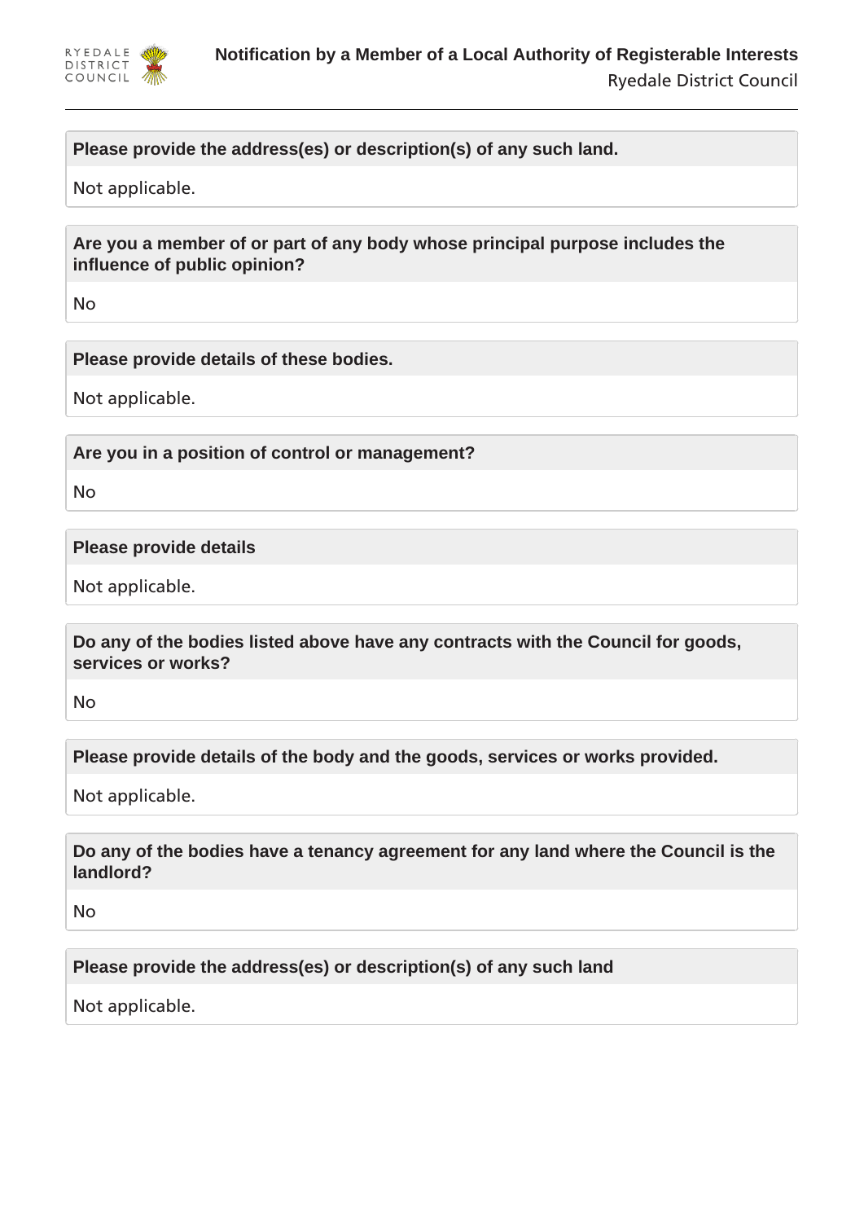**Please provide the address(es) or description(s) of any such land.**

Not applicable.

**Are you a member of or part of any body whose principal purpose includes the influence of public opinion?**

No

**Please provide details of these bodies.**

Not applicable.

**Are you in a position of control or management?**

No

**Please provide details**

Not applicable.

**Do any of the bodies listed above have any contracts with the Council for goods, services or works?**

No

**Please provide details of the body and the goods, services or works provided.**

Not applicable.

**Do any of the bodies have a tenancy agreement for any land where the Council is the landlord?**

No

**Please provide the address(es) or description(s) of any such land**

Not applicable.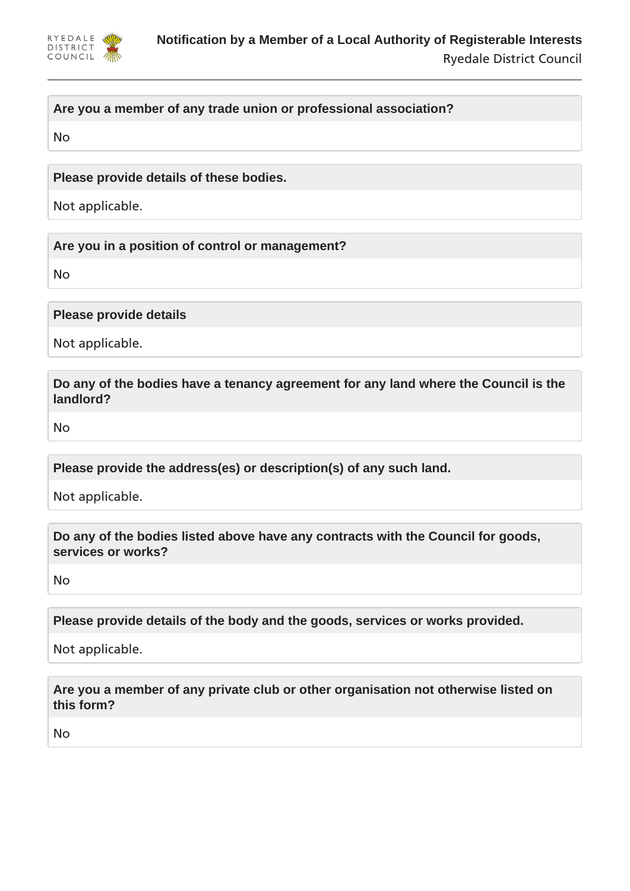**Are you a member of any trade union or professional association?**

No

**Please provide details of these bodies.**

Not applicable.

**Are you in a position of control or management?**

No

**Please provide details**

Not applicable.

**Do any of the bodies have a tenancy agreement for any land where the Council is the landlord?**

No

**Please provide the address(es) or description(s) of any such land.**

Not applicable.

**Do any of the bodies listed above have any contracts with the Council for goods, services or works?**

No

**Please provide details of the body and the goods, services or works provided.**

Not applicable.

**Are you a member of any private club or other organisation not otherwise listed on this form?**

No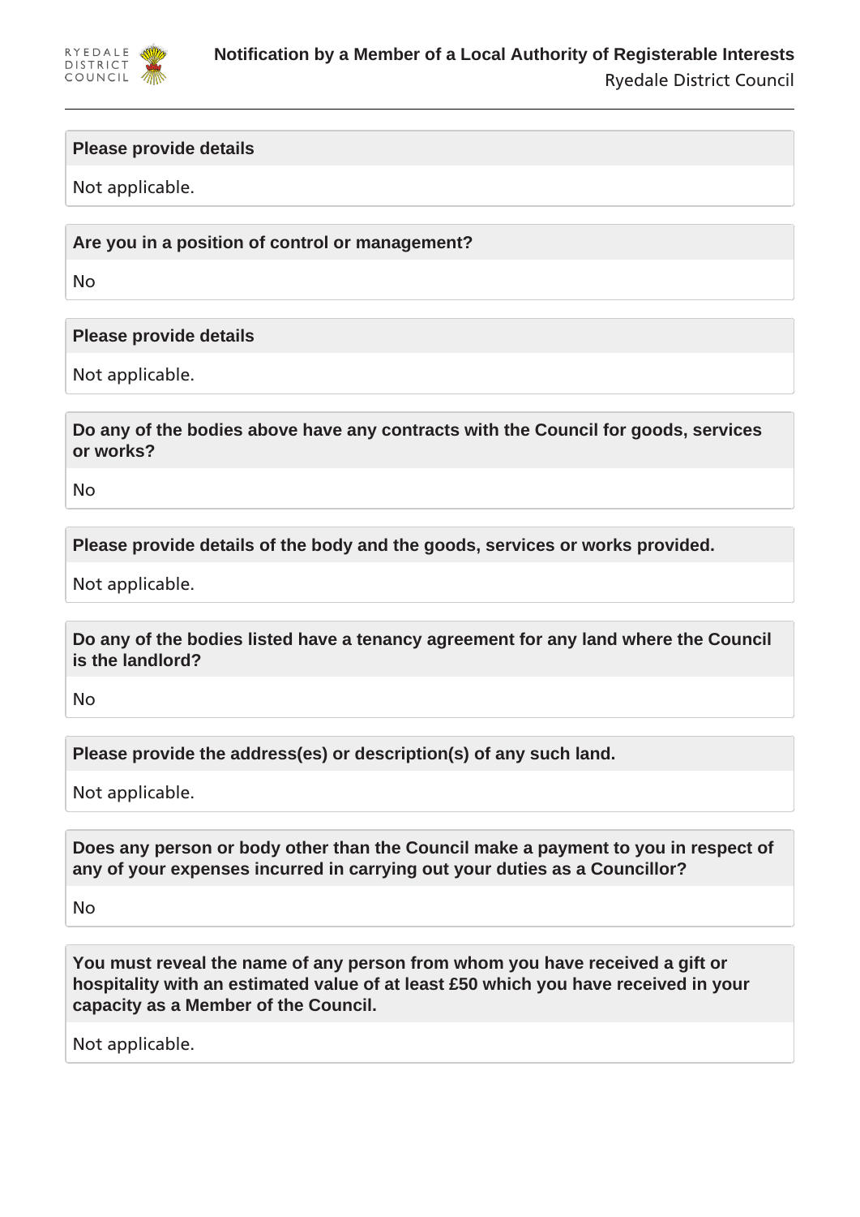**Please provide details**

Not applicable.

**Are you in a position of control or management?**

No

**Please provide details**

Not applicable.

**Do any of the bodies above have any contracts with the Council for goods, services or works?**

No

**Please provide details of the body and the goods, services or works provided.**

Not applicable.

**Do any of the bodies listed have a tenancy agreement for any land where the Council is the landlord?**

No

**Please provide the address(es) or description(s) of any such land.**

Not applicable.

**Does any person or body other than the Council make a payment to you in respect of any of your expenses incurred in carrying out your duties as a Councillor?**

No

**You must reveal the name of any person from whom you have received a gift or hospitality with an estimated value of at least £50 which you have received in your capacity as a Member of the Council.**

Not applicable.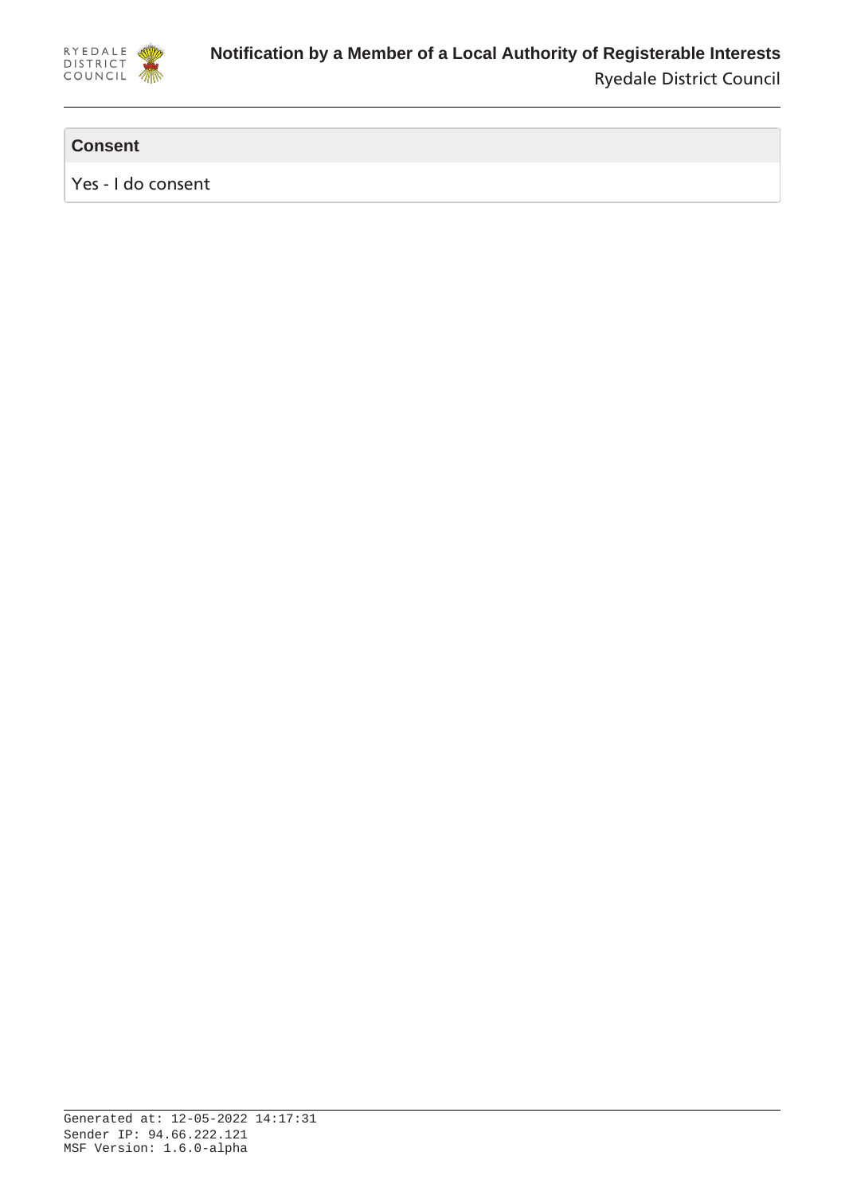## Consent

Yes - I do consent

Generated at: 12-05-2022 14:17:31
Sender IP: 94.66.222.121
MSF Version: 1.6.0-alpha